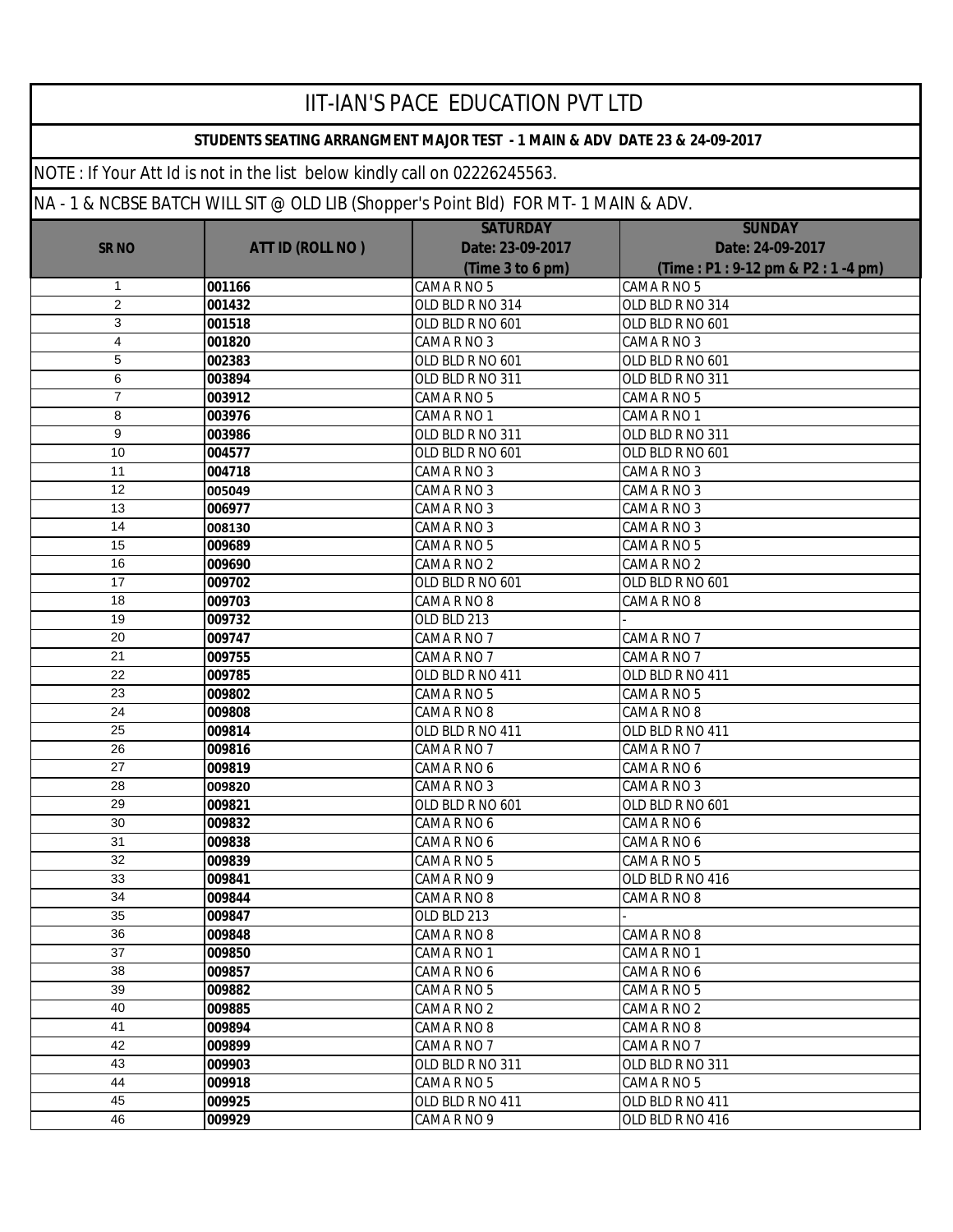# IIT-IAN'S PACE EDUCATION PVT LTD

**STUDENTS SEATING ARRANGMENT MAJOR TEST - 1 MAIN & ADV DATE 23 & 24-09-2017**

NOTE : If Your Att Id is not in the list below kindly call on 02226245563.

NA - 1 & NCBSE BATCH WILL SIT @ OLD LIB (Shopper's Point Bld) FOR MT- 1 MAIN & ADV.

| SR NO | ATT ID (ROLL NO ) | SATURDAY Date: 23-09-2017 (Time 3 to 6 pm) | SUNDAY Date: 24-09-2017 (Time : P1 : 9-12 pm & P2 : 1 -4 pm) |
|---|---|---|---|
| 1 | 001166 | CAMA R NO 5 | CAMA R NO 5 |
| 2 | 001432 | OLD BLD R NO 314 | OLD BLD R NO 314 |
| 3 | 001518 | OLD BLD R NO 601 | OLD BLD R NO 601 |
| 4 | 001820 | CAMA R NO 3 | CAMA R NO 3 |
| 5 | 002383 | OLD BLD R NO 601 | OLD BLD R NO 601 |
| 6 | 003894 | OLD BLD R NO 311 | OLD BLD R NO 311 |
| 7 | 003912 | CAMA R NO 5 | CAMA R NO 5 |
| 8 | 003976 | CAMA R NO 1 | CAMA R NO 1 |
| 9 | 003986 | OLD BLD R NO 311 | OLD BLD R NO 311 |
| 10 | 004577 | OLD BLD R NO 601 | OLD BLD R NO 601 |
| 11 | 004718 | CAMA R NO 3 | CAMA R NO 3 |
| 12 | 005049 | CAMA R NO 3 | CAMA R NO 3 |
| 13 | 006977 | CAMA R NO 3 | CAMA R NO 3 |
| 14 | 008130 | CAMA R NO 3 | CAMA R NO 3 |
| 15 | 009689 | CAMA R NO 5 | CAMA R NO 5 |
| 16 | 009690 | CAMA R NO 2 | CAMA R NO 2 |
| 17 | 009702 | OLD BLD R NO 601 | OLD BLD R NO 601 |
| 18 | 009703 | CAMA R NO 8 | CAMA R NO 8 |
| 19 | 009732 | OLD BLD 213 | - |
| 20 | 009747 | CAMA R NO 7 | CAMA R NO 7 |
| 21 | 009755 | CAMA R NO 7 | CAMA R NO 7 |
| 22 | 009785 | OLD BLD R NO 411 | OLD BLD R NO 411 |
| 23 | 009802 | CAMA R NO 5 | CAMA R NO 5 |
| 24 | 009808 | CAMA R NO 8 | CAMA R NO 8 |
| 25 | 009814 | OLD BLD R NO 411 | OLD BLD R NO 411 |
| 26 | 009816 | CAMA R NO 7 | CAMA R NO 7 |
| 27 | 009819 | CAMA R NO 6 | CAMA R NO 6 |
| 28 | 009820 | CAMA R NO 3 | CAMA R NO 3 |
| 29 | 009821 | OLD BLD R NO 601 | OLD BLD R NO 601 |
| 30 | 009832 | CAMA R NO 6 | CAMA R NO 6 |
| 31 | 009838 | CAMA R NO 6 | CAMA R NO 6 |
| 32 | 009839 | CAMA R NO 5 | CAMA R NO 5 |
| 33 | 009841 | CAMA R NO 9 | OLD BLD R NO 416 |
| 34 | 009844 | CAMA R NO 8 | CAMA R NO 8 |
| 35 | 009847 | OLD BLD 213 | - |
| 36 | 009848 | CAMA R NO 8 | CAMA R NO 8 |
| 37 | 009850 | CAMA R NO 1 | CAMA R NO 1 |
| 38 | 009857 | CAMA R NO 6 | CAMA R NO 6 |
| 39 | 009882 | CAMA R NO 5 | CAMA R NO 5 |
| 40 | 009885 | CAMA R NO 2 | CAMA R NO 2 |
| 41 | 009894 | CAMA R NO 8 | CAMA R NO 8 |
| 42 | 009899 | CAMA R NO 7 | CAMA R NO 7 |
| 43 | 009903 | OLD BLD R NO 311 | OLD BLD R NO 311 |
| 44 | 009918 | CAMA R NO 5 | CAMA R NO 5 |
| 45 | 009925 | OLD BLD R NO 411 | OLD BLD R NO 411 |
| 46 | 009929 | CAMA R NO 9 | OLD BLD R NO 416 |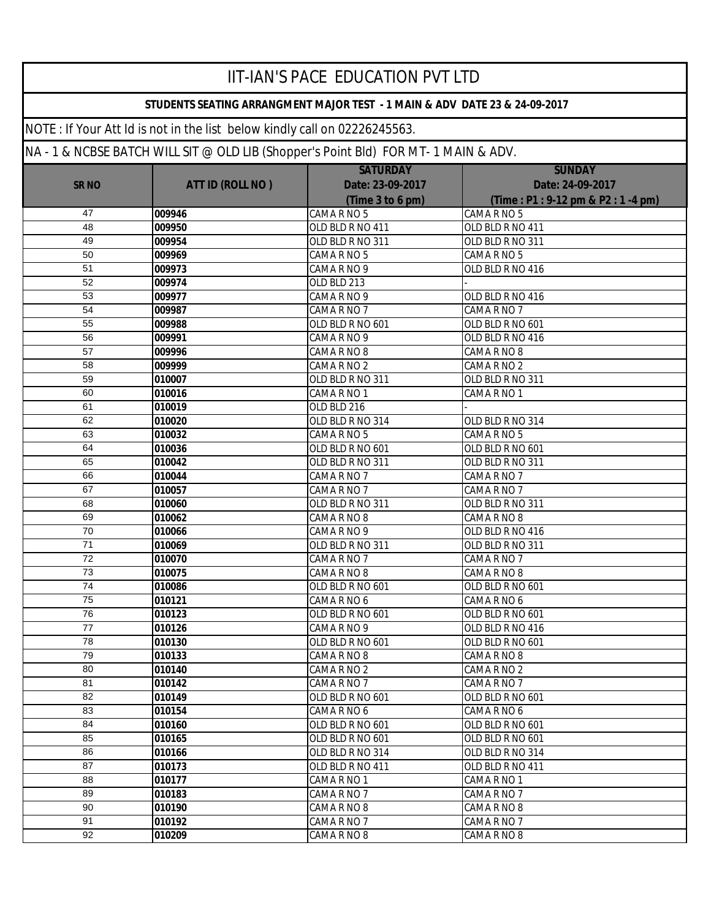# IIT-IAN'S PACE EDUCATION PVT LTD

**STUDENTS SEATING ARRANGMENT MAJOR TEST - 1 MAIN & ADV DATE 23 & 24-09-2017**

NOTE : If Your Att Id is not in the list below kindly call on 02226245563.

NA - 1 & NCBSE BATCH WILL SIT @ OLD LIB (Shopper's Point Bld) FOR MT- 1 MAIN & ADV.

| SR NO | ATT ID (ROLL NO ) | SATURDAY Date: 23-09-2017 (Time 3 to 6 pm) | SUNDAY Date: 24-09-2017 (Time : P1 : 9-12 pm & P2 : 1 -4 pm) |
|---|---|---|---|
| 47 | 009946 | CAMA R NO 5 | CAMA R NO 5 |
| 48 | 009950 | OLD BLD R NO 411 | OLD BLD R NO 411 |
| 49 | 009954 | OLD BLD R NO 311 | OLD BLD R NO 311 |
| 50 | 009969 | CAMA R NO 5 | CAMA R NO 5 |
| 51 | 009973 | CAMA R NO 9 | OLD BLD R NO 416 |
| 52 | 009974 | OLD BLD 213 | - |
| 53 | 009977 | CAMA R NO 9 | OLD BLD R NO 416 |
| 54 | 009987 | CAMA R NO 7 | CAMA R NO 7 |
| 55 | 009988 | OLD BLD R NO 601 | OLD BLD R NO 601 |
| 56 | 009991 | CAMA R NO 9 | OLD BLD R NO 416 |
| 57 | 009996 | CAMA R NO 8 | CAMA R NO 8 |
| 58 | 009999 | CAMA R NO 2 | CAMA R NO 2 |
| 59 | 010007 | OLD BLD R NO 311 | OLD BLD R NO 311 |
| 60 | 010016 | CAMA R NO 1 | CAMA R NO 1 |
| 61 | 010019 | OLD BLD 216 | - |
| 62 | 010020 | OLD BLD R NO 314 | OLD BLD R NO 314 |
| 63 | 010032 | CAMA R NO 5 | CAMA R NO 5 |
| 64 | 010036 | OLD BLD R NO 601 | OLD BLD R NO 601 |
| 65 | 010042 | OLD BLD R NO 311 | OLD BLD R NO 311 |
| 66 | 010044 | CAMA R NO 7 | CAMA R NO 7 |
| 67 | 010057 | CAMA R NO 7 | CAMA R NO 7 |
| 68 | 010060 | OLD BLD R NO 311 | OLD BLD R NO 311 |
| 69 | 010062 | CAMA R NO 8 | CAMA R NO 8 |
| 70 | 010066 | CAMA R NO 9 | OLD BLD R NO 416 |
| 71 | 010069 | OLD BLD R NO 311 | OLD BLD R NO 311 |
| 72 | 010070 | CAMA R NO 7 | CAMA R NO 7 |
| 73 | 010075 | CAMA R NO 8 | CAMA R NO 8 |
| 74 | 010086 | OLD BLD R NO 601 | OLD BLD R NO 601 |
| 75 | 010121 | CAMA R NO 6 | CAMA R NO 6 |
| 76 | 010123 | OLD BLD R NO 601 | OLD BLD R NO 601 |
| 77 | 010126 | CAMA R NO 9 | OLD BLD R NO 416 |
| 78 | 010130 | OLD BLD R NO 601 | OLD BLD R NO 601 |
| 79 | 010133 | CAMA R NO 8 | CAMA R NO 8 |
| 80 | 010140 | CAMA R NO 2 | CAMA R NO 2 |
| 81 | 010142 | CAMA R NO 7 | CAMA R NO 7 |
| 82 | 010149 | OLD BLD R NO 601 | OLD BLD R NO 601 |
| 83 | 010154 | CAMA R NO 6 | CAMA R NO 6 |
| 84 | 010160 | OLD BLD R NO 601 | OLD BLD R NO 601 |
| 85 | 010165 | OLD BLD R NO 601 | OLD BLD R NO 601 |
| 86 | 010166 | OLD BLD R NO 314 | OLD BLD R NO 314 |
| 87 | 010173 | OLD BLD R NO 411 | OLD BLD R NO 411 |
| 88 | 010177 | CAMA R NO 1 | CAMA R NO 1 |
| 89 | 010183 | CAMA R NO 7 | CAMA R NO 7 |
| 90 | 010190 | CAMA R NO 8 | CAMA R NO 8 |
| 91 | 010192 | CAMA R NO 7 | CAMA R NO 7 |
| 92 | 010209 | CAMA R NO 8 | CAMA R NO 8 |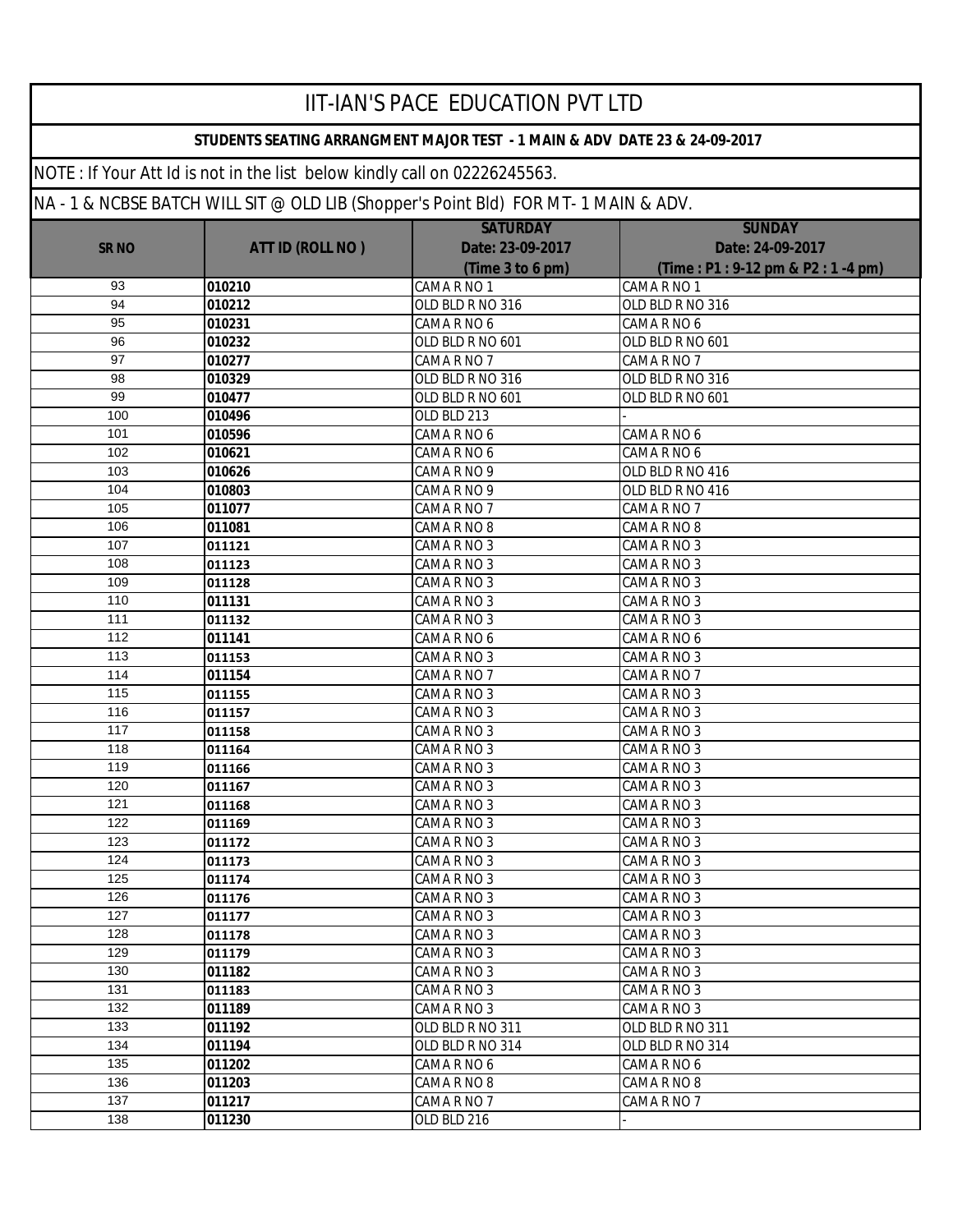# IIT-IAN'S PACE EDUCATION PVT LTD

**STUDENTS SEATING ARRANGMENT MAJOR TEST - 1 MAIN & ADV DATE 23 & 24-09-2017**

NOTE : If Your Att Id is not in the list below kindly call on 02226245563.

NA - 1 & NCBSE BATCH WILL SIT @ OLD LIB (Shopper's Point Bld) FOR MT- 1 MAIN & ADV.

| SR NO | ATT ID (ROLL NO ) | SATURDAY Date: 23-09-2017 (Time 3 to 6 pm) | SUNDAY Date: 24-09-2017 (Time : P1 : 9-12 pm & P2 : 1 -4 pm) |
|---|---|---|---|
| 93 | **010210** | CAMA R NO 1 | CAMA R NO 1 |
| 94 | **010212** | OLD BLD R NO 316 | OLD BLD R NO 316 |
| 95 | **010231** | CAMA R NO 6 | CAMA R NO 6 |
| 96 | **010232** | OLD BLD R NO 601 | OLD BLD R NO 601 |
| 97 | **010277** | CAMA R NO 7 | CAMA R NO 7 |
| 98 | **010329** | OLD BLD R NO 316 | OLD BLD R NO 316 |
| 99 | **010477** | OLD BLD R NO 601 | OLD BLD R NO 601 |
| 100 | **010496** | OLD BLD 213 | - |
| 101 | **010596** | CAMA R NO 6 | CAMA R NO 6 |
| 102 | **010621** | CAMA R NO 6 | CAMA R NO 6 |
| 103 | **010626** | CAMA R NO 9 | OLD BLD R NO 416 |
| 104 | **010803** | CAMA R NO 9 | OLD BLD R NO 416 |
| 105 | **011077** | CAMA R NO 7 | CAMA R NO 7 |
| 106 | **011081** | CAMA R NO 8 | CAMA R NO 8 |
| 107 | **011121** | CAMA R NO 3 | CAMA R NO 3 |
| 108 | **011123** | CAMA R NO 3 | CAMA R NO 3 |
| 109 | **011128** | CAMA R NO 3 | CAMA R NO 3 |
| 110 | **011131** | CAMA R NO 3 | CAMA R NO 3 |
| 111 | **011132** | CAMA R NO 3 | CAMA R NO 3 |
| 112 | **011141** | CAMA R NO 6 | CAMA R NO 6 |
| 113 | **011153** | CAMA R NO 3 | CAMA R NO 3 |
| 114 | **011154** | CAMA R NO 7 | CAMA R NO 7 |
| 115 | **011155** | CAMA R NO 3 | CAMA R NO 3 |
| 116 | **011157** | CAMA R NO 3 | CAMA R NO 3 |
| 117 | **011158** | CAMA R NO 3 | CAMA R NO 3 |
| 118 | **011164** | CAMA R NO 3 | CAMA R NO 3 |
| 119 | **011166** | CAMA R NO 3 | CAMA R NO 3 |
| 120 | **011167** | CAMA R NO 3 | CAMA R NO 3 |
| 121 | **011168** | CAMA R NO 3 | CAMA R NO 3 |
| 122 | **011169** | CAMA R NO 3 | CAMA R NO 3 |
| 123 | **011172** | CAMA R NO 3 | CAMA R NO 3 |
| 124 | **011173** | CAMA R NO 3 | CAMA R NO 3 |
| 125 | **011174** | CAMA R NO 3 | CAMA R NO 3 |
| 126 | **011176** | CAMA R NO 3 | CAMA R NO 3 |
| 127 | **011177** | CAMA R NO 3 | CAMA R NO 3 |
| 128 | **011178** | CAMA R NO 3 | CAMA R NO 3 |
| 129 | **011179** | CAMA R NO 3 | CAMA R NO 3 |
| 130 | **011182** | CAMA R NO 3 | CAMA R NO 3 |
| 131 | **011183** | CAMA R NO 3 | CAMA R NO 3 |
| 132 | **011189** | CAMA R NO 3 | CAMA R NO 3 |
| 133 | **011192** | OLD BLD R NO 311 | OLD BLD R NO 311 |
| 134 | **011194** | OLD BLD R NO 314 | OLD BLD R NO 314 |
| 135 | **011202** | CAMA R NO 6 | CAMA R NO 6 |
| 136 | **011203** | CAMA R NO 8 | CAMA R NO 8 |
| 137 | **011217** | CAMA R NO 7 | CAMA R NO 7 |
| 138 | **011230** | OLD BLD 216 | - |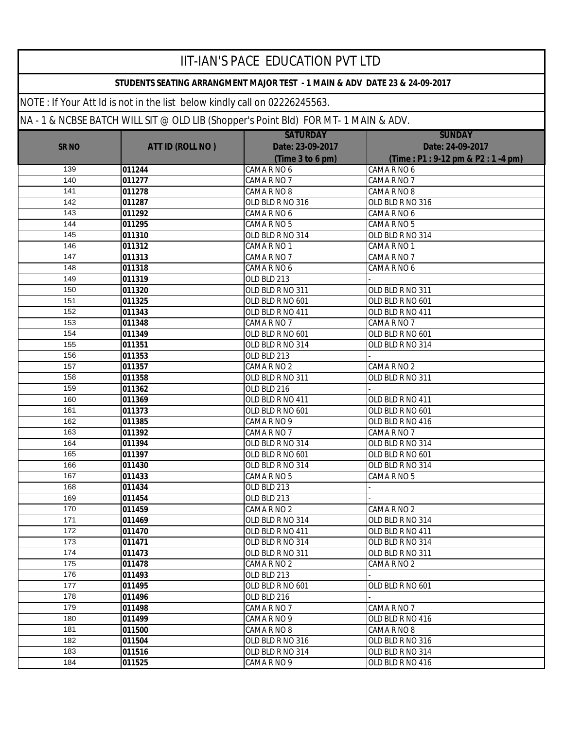# IIT-IAN'S PACE EDUCATION PVT LTD

**STUDENTS SEATING ARRANGMENT MAJOR TEST - 1 MAIN & ADV DATE 23 & 24-09-2017**

NOTE : If Your Att Id is not in the list below kindly call on 02226245563.

NA - 1 & NCBSE BATCH WILL SIT @ OLD LIB (Shopper's Point Bld) FOR MT- 1 MAIN & ADV.

| SR NO | ATT ID (ROLL NO ) | SATURDAY Date: 23-09-2017 (Time 3 to 6 pm) | SUNDAY Date: 24-09-2017 (Time : P1 : 9-12 pm & P2 : 1 -4 pm) |
|---|---|---|---|
| 139 | **011244** | CAMA R NO 6 | CAMA R NO 6 |
| 140 | **011277** | CAMA R NO 7 | CAMA R NO 7 |
| 141 | **011278** | CAMA R NO 8 | CAMA R NO 8 |
| 142 | **011287** | OLD BLD R NO 316 | OLD BLD R NO 316 |
| 143 | **011292** | CAMA R NO 6 | CAMA R NO 6 |
| 144 | **011295** | CAMA R NO 5 | CAMA R NO 5 |
| 145 | **011310** | OLD BLD R NO 314 | OLD BLD R NO 314 |
| 146 | **011312** | CAMA R NO 1 | CAMA R NO 1 |
| 147 | **011313** | CAMA R NO 7 | CAMA R NO 7 |
| 148 | **011318** | CAMA R NO 6 | CAMA R NO 6 |
| 149 | **011319** | OLD BLD 213 | - |
| 150 | **011320** | OLD BLD R NO 311 | OLD BLD R NO 311 |
| 151 | **011325** | OLD BLD R NO 601 | OLD BLD R NO 601 |
| 152 | **011343** | OLD BLD R NO 411 | OLD BLD R NO 411 |
| 153 | **011348** | CAMA R NO 7 | CAMA R NO 7 |
| 154 | **011349** | OLD BLD R NO 601 | OLD BLD R NO 601 |
| 155 | **011351** | OLD BLD R NO 314 | OLD BLD R NO 314 |
| 156 | **011353** | OLD BLD 213 | - |
| 157 | **011357** | CAMA R NO 2 | CAMA R NO 2 |
| 158 | **011358** | OLD BLD R NO 311 | OLD BLD R NO 311 |
| 159 | **011362** | OLD BLD 216 | - |
| 160 | **011369** | OLD BLD R NO 411 | OLD BLD R NO 411 |
| 161 | **011373** | OLD BLD R NO 601 | OLD BLD R NO 601 |
| 162 | **011385** | CAMA R NO 9 | OLD BLD R NO 416 |
| 163 | **011392** | CAMA R NO 7 | CAMA R NO 7 |
| 164 | **011394** | OLD BLD R NO 314 | OLD BLD R NO 314 |
| 165 | **011397** | OLD BLD R NO 601 | OLD BLD R NO 601 |
| 166 | **011430** | OLD BLD R NO 314 | OLD BLD R NO 314 |
| 167 | **011433** | CAMA R NO 5 | CAMA R NO 5 |
| 168 | **011434** | OLD BLD 213 | - |
| 169 | **011454** | OLD BLD 213 | - |
| 170 | **011459** | CAMA R NO 2 | CAMA R NO 2 |
| 171 | **011469** | OLD BLD R NO 314 | OLD BLD R NO 314 |
| 172 | **011470** | OLD BLD R NO 411 | OLD BLD R NO 411 |
| 173 | **011471** | OLD BLD R NO 314 | OLD BLD R NO 314 |
| 174 | **011473** | OLD BLD R NO 311 | OLD BLD R NO 311 |
| 175 | **011478** | CAMA R NO 2 | CAMA R NO 2 |
| 176 | **011493** | OLD BLD 213 | - |
| 177 | **011495** | OLD BLD R NO 601 | OLD BLD R NO 601 |
| 178 | **011496** | OLD BLD 216 | - |
| 179 | **011498** | CAMA R NO 7 | CAMA R NO 7 |
| 180 | **011499** | CAMA R NO 9 | OLD BLD R NO 416 |
| 181 | **011500** | CAMA R NO 8 | CAMA R NO 8 |
| 182 | **011504** | OLD BLD R NO 316 | OLD BLD R NO 316 |
| 183 | **011516** | OLD BLD R NO 314 | OLD BLD R NO 314 |
| 184 | **011525** | CAMA R NO 9 | OLD BLD R NO 416 |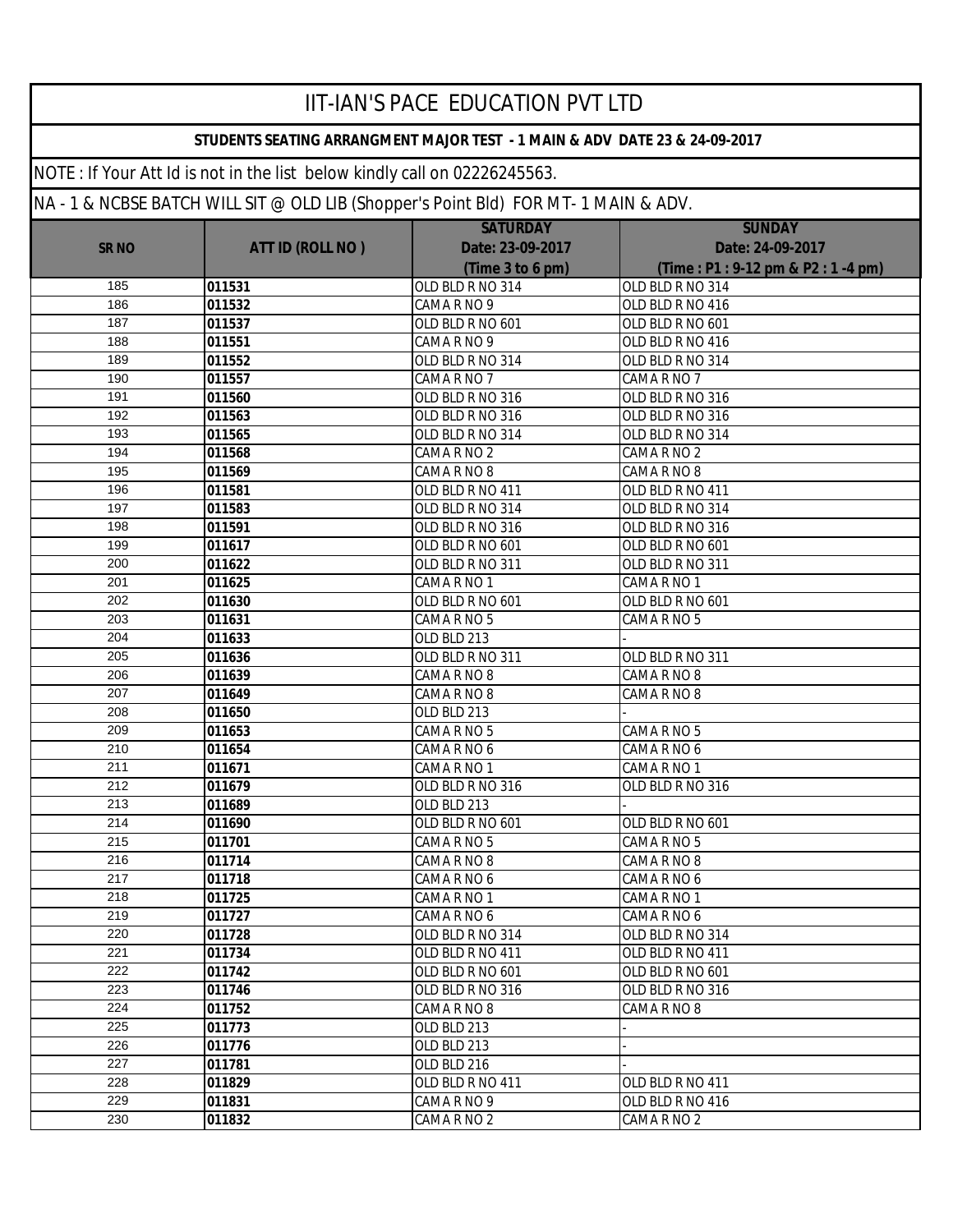# IIT-IAN'S PACE EDUCATION PVT LTD

**STUDENTS SEATING ARRANGMENT MAJOR TEST - 1 MAIN & ADV DATE 23 & 24-09-2017**

NOTE : If Your Att Id is not in the list below kindly call on 02226245563.

NA - 1 & NCBSE BATCH WILL SIT @ OLD LIB (Shopper's Point Bld) FOR MT- 1 MAIN & ADV.

| SR NO | ATT ID (ROLL NO ) | SATURDAY Date: 23-09-2017 (Time 3 to 6 pm) | SUNDAY Date: 24-09-2017 (Time : P1 : 9-12 pm & P2 : 1 -4 pm) |
|---|---|---|---|
| 185 | **011531** | OLD BLD R NO 314 | OLD BLD R NO 314 |
| 186 | **011532** | CAMA R NO 9 | OLD BLD R NO 416 |
| 187 | **011537** | OLD BLD R NO 601 | OLD BLD R NO 601 |
| 188 | **011551** | CAMA R NO 9 | OLD BLD R NO 416 |
| 189 | **011552** | OLD BLD R NO 314 | OLD BLD R NO 314 |
| 190 | **011557** | CAMA R NO 7 | CAMA R NO 7 |
| 191 | **011560** | OLD BLD R NO 316 | OLD BLD R NO 316 |
| 192 | **011563** | OLD BLD R NO 316 | OLD BLD R NO 316 |
| 193 | **011565** | OLD BLD R NO 314 | OLD BLD R NO 314 |
| 194 | **011568** | CAMA R NO 2 | CAMA R NO 2 |
| 195 | **011569** | CAMA R NO 8 | CAMA R NO 8 |
| 196 | **011581** | OLD BLD R NO 411 | OLD BLD R NO 411 |
| 197 | **011583** | OLD BLD R NO 314 | OLD BLD R NO 314 |
| 198 | **011591** | OLD BLD R NO 316 | OLD BLD R NO 316 |
| 199 | **011617** | OLD BLD R NO 601 | OLD BLD R NO 601 |
| 200 | **011622** | OLD BLD R NO 311 | OLD BLD R NO 311 |
| 201 | **011625** | CAMA R NO 1 | CAMA R NO 1 |
| 202 | **011630** | OLD BLD R NO 601 | OLD BLD R NO 601 |
| 203 | **011631** | CAMA R NO 5 | CAMA R NO 5 |
| 204 | **011633** | OLD BLD 213 | - |
| 205 | **011636** | OLD BLD R NO 311 | OLD BLD R NO 311 |
| 206 | **011639** | CAMA R NO 8 | CAMA R NO 8 |
| 207 | **011649** | CAMA R NO 8 | CAMA R NO 8 |
| 208 | **011650** | OLD BLD 213 | - |
| 209 | **011653** | CAMA R NO 5 | CAMA R NO 5 |
| 210 | **011654** | CAMA R NO 6 | CAMA R NO 6 |
| 211 | **011671** | CAMA R NO 1 | CAMA R NO 1 |
| 212 | **011679** | OLD BLD R NO 316 | OLD BLD R NO 316 |
| 213 | **011689** | OLD BLD 213 | - |
| 214 | **011690** | OLD BLD R NO 601 | OLD BLD R NO 601 |
| 215 | **011701** | CAMA R NO 5 | CAMA R NO 5 |
| 216 | **011714** | CAMA R NO 8 | CAMA R NO 8 |
| 217 | **011718** | CAMA R NO 6 | CAMA R NO 6 |
| 218 | **011725** | CAMA R NO 1 | CAMA R NO 1 |
| 219 | **011727** | CAMA R NO 6 | CAMA R NO 6 |
| 220 | **011728** | OLD BLD R NO 314 | OLD BLD R NO 314 |
| 221 | **011734** | OLD BLD R NO 411 | OLD BLD R NO 411 |
| 222 | **011742** | OLD BLD R NO 601 | OLD BLD R NO 601 |
| 223 | **011746** | OLD BLD R NO 316 | OLD BLD R NO 316 |
| 224 | **011752** | CAMA R NO 8 | CAMA R NO 8 |
| 225 | **011773** | OLD BLD 213 | - |
| 226 | **011776** | OLD BLD 213 | - |
| 227 | **011781** | OLD BLD 216 | - |
| 228 | **011829** | OLD BLD R NO 411 | OLD BLD R NO 411 |
| 229 | **011831** | CAMA R NO 9 | OLD BLD R NO 416 |
| 230 | **011832** | CAMA R NO 2 | CAMA R NO 2 |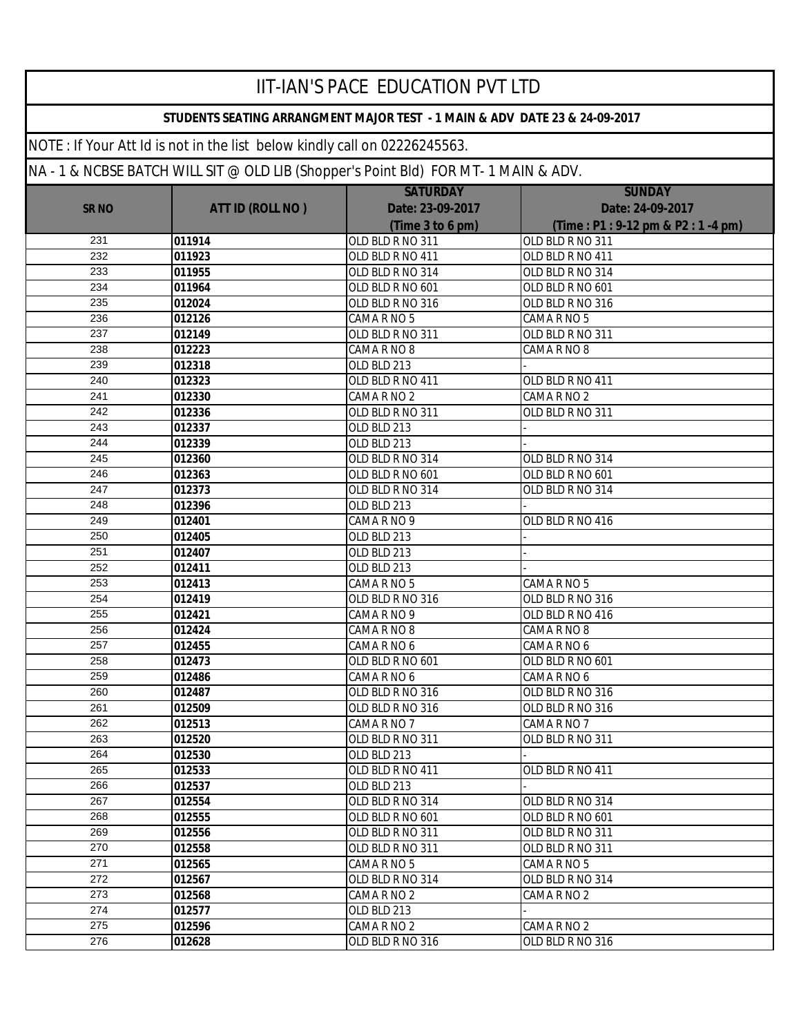# IIT-IAN'S PACE EDUCATION PVT LTD

**STUDENTS SEATING ARRANGMENT MAJOR TEST - 1 MAIN & ADV DATE 23 & 24-09-2017**

NOTE : If Your Att Id is not in the list below kindly call on 02226245563.

NA - 1 & NCBSE BATCH WILL SIT @ OLD LIB (Shopper's Point Bld) FOR MT- 1 MAIN & ADV.

| SR NO | ATT ID (ROLL NO ) | SATURDAY Date: 23-09-2017 (Time 3 to 6 pm) | SUNDAY Date: 24-09-2017 (Time : P1 : 9-12 pm & P2 : 1 -4 pm) |
|---|---|---|---|
| 231 | **011914** | OLD BLD R NO 311 | OLD BLD R NO 311 |
| 232 | **011923** | OLD BLD R NO 411 | OLD BLD R NO 411 |
| 233 | **011955** | OLD BLD R NO 314 | OLD BLD R NO 314 |
| 234 | **011964** | OLD BLD R NO 601 | OLD BLD R NO 601 |
| 235 | **012024** | OLD BLD R NO 316 | OLD BLD R NO 316 |
| 236 | **012126** | CAMA R NO 5 | CAMA R NO 5 |
| 237 | **012149** | OLD BLD R NO 311 | OLD BLD R NO 311 |
| 238 | **012223** | CAMA R NO 8 | CAMA R NO 8 |
| 239 | **012318** | OLD BLD 213 | - |
| 240 | **012323** | OLD BLD R NO 411 | OLD BLD R NO 411 |
| 241 | **012330** | CAMA R NO 2 | CAMA R NO 2 |
| 242 | **012336** | OLD BLD R NO 311 | OLD BLD R NO 311 |
| 243 | **012337** | OLD BLD 213 | - |
| 244 | **012339** | OLD BLD 213 | - |
| 245 | **012360** | OLD BLD R NO 314 | OLD BLD R NO 314 |
| 246 | **012363** | OLD BLD R NO 601 | OLD BLD R NO 601 |
| 247 | **012373** | OLD BLD R NO 314 | OLD BLD R NO 314 |
| 248 | **012396** | OLD BLD 213 | - |
| 249 | **012401** | CAMA R NO 9 | OLD BLD R NO 416 |
| 250 | **012405** | OLD BLD 213 | - |
| 251 | **012407** | OLD BLD 213 | - |
| 252 | **012411** | OLD BLD 213 | - |
| 253 | **012413** | CAMA R NO 5 | CAMA R NO 5 |
| 254 | **012419** | OLD BLD R NO 316 | OLD BLD R NO 316 |
| 255 | **012421** | CAMA R NO 9 | OLD BLD R NO 416 |
| 256 | **012424** | CAMA R NO 8 | CAMA R NO 8 |
| 257 | **012455** | CAMA R NO 6 | CAMA R NO 6 |
| 258 | **012473** | OLD BLD R NO 601 | OLD BLD R NO 601 |
| 259 | **012486** | CAMA R NO 6 | CAMA R NO 6 |
| 260 | **012487** | OLD BLD R NO 316 | OLD BLD R NO 316 |
| 261 | **012509** | OLD BLD R NO 316 | OLD BLD R NO 316 |
| 262 | **012513** | CAMA R NO 7 | CAMA R NO 7 |
| 263 | **012520** | OLD BLD R NO 311 | OLD BLD R NO 311 |
| 264 | **012530** | OLD BLD 213 | - |
| 265 | **012533** | OLD BLD R NO 411 | OLD BLD R NO 411 |
| 266 | **012537** | OLD BLD 213 | - |
| 267 | **012554** | OLD BLD R NO 314 | OLD BLD R NO 314 |
| 268 | **012555** | OLD BLD R NO 601 | OLD BLD R NO 601 |
| 269 | **012556** | OLD BLD R NO 311 | OLD BLD R NO 311 |
| 270 | **012558** | OLD BLD R NO 311 | OLD BLD R NO 311 |
| 271 | **012565** | CAMA R NO 5 | CAMA R NO 5 |
| 272 | **012567** | OLD BLD R NO 314 | OLD BLD R NO 314 |
| 273 | **012568** | CAMA R NO 2 | CAMA R NO 2 |
| 274 | **012577** | OLD BLD 213 | - |
| 275 | **012596** | CAMA R NO 2 | CAMA R NO 2 |
| 276 | **012628** | OLD BLD R NO 316 | OLD BLD R NO 316 |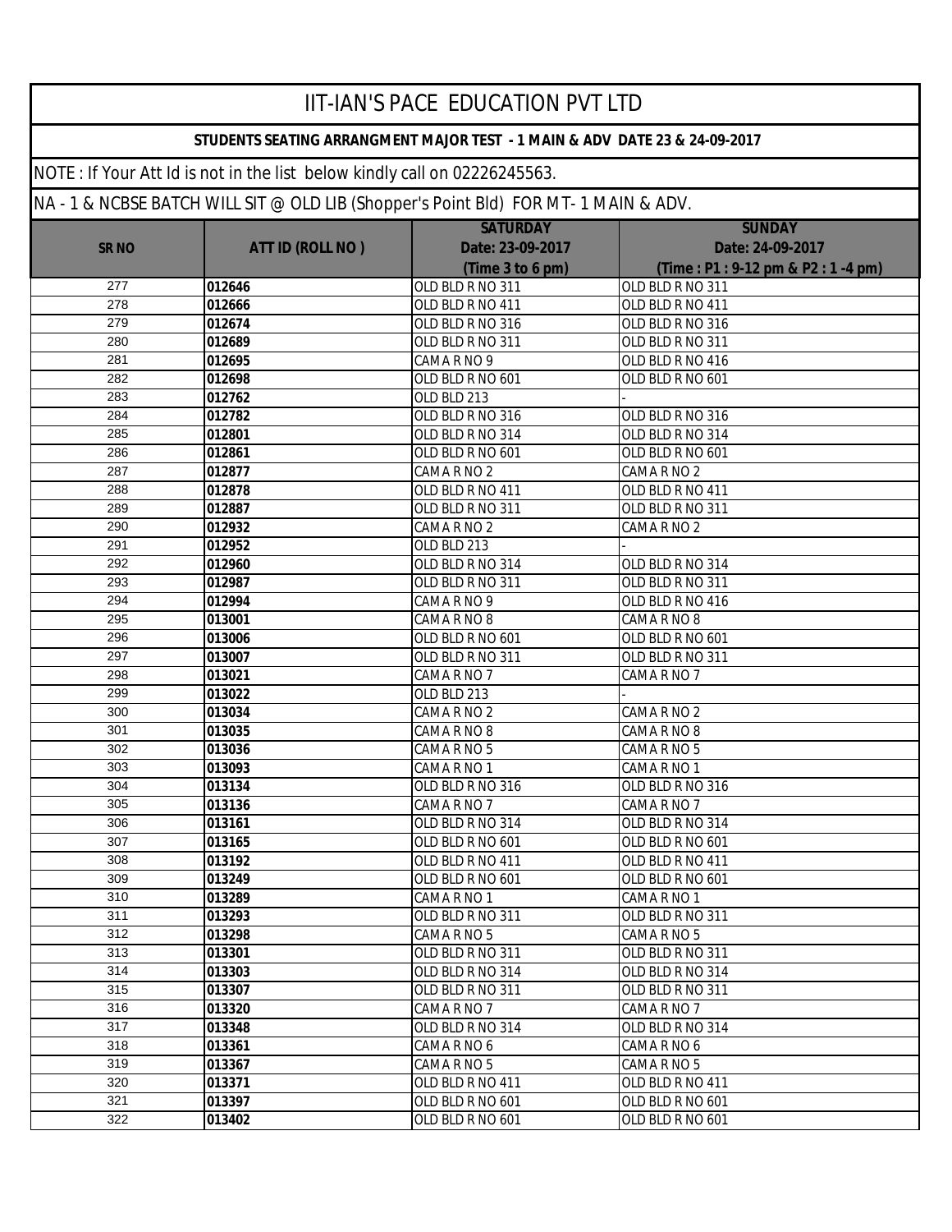# IIT-IAN'S PACE EDUCATION PVT LTD

**STUDENTS SEATING ARRANGMENT MAJOR TEST - 1 MAIN & ADV DATE 23 & 24-09-2017**

NOTE : If Your Att Id is not in the list below kindly call on 02226245563.

NA - 1 & NCBSE BATCH WILL SIT @ OLD LIB (Shopper's Point Bld) FOR MT- 1 MAIN & ADV.

| SR NO | ATT ID (ROLL NO ) | SATURDAY Date: 23-09-2017 (Time 3 to 6 pm) | SUNDAY Date: 24-09-2017 (Time : P1 : 9-12 pm & P2 : 1 -4 pm) |
|---|---|---|---|
| 277 | **012646** | OLD BLD R NO 311 | OLD BLD R NO 311 |
| 278 | **012666** | OLD BLD R NO 411 | OLD BLD R NO 411 |
| 279 | **012674** | OLD BLD R NO 316 | OLD BLD R NO 316 |
| 280 | **012689** | OLD BLD R NO 311 | OLD BLD R NO 311 |
| 281 | **012695** | CAMA R NO 9 | OLD BLD R NO 416 |
| 282 | **012698** | OLD BLD R NO 601 | OLD BLD R NO 601 |
| 283 | **012762** | OLD BLD 213 | - |
| 284 | **012782** | OLD BLD R NO 316 | OLD BLD R NO 316 |
| 285 | **012801** | OLD BLD R NO 314 | OLD BLD R NO 314 |
| 286 | **012861** | OLD BLD R NO 601 | OLD BLD R NO 601 |
| 287 | **012877** | CAMA R NO 2 | CAMA R NO 2 |
| 288 | **012878** | OLD BLD R NO 411 | OLD BLD R NO 411 |
| 289 | **012887** | OLD BLD R NO 311 | OLD BLD R NO 311 |
| 290 | **012932** | CAMA R NO 2 | CAMA R NO 2 |
| 291 | **012952** | OLD BLD 213 | - |
| 292 | **012960** | OLD BLD R NO 314 | OLD BLD R NO 314 |
| 293 | **012987** | OLD BLD R NO 311 | OLD BLD R NO 311 |
| 294 | **012994** | CAMA R NO 9 | OLD BLD R NO 416 |
| 295 | **013001** | CAMA R NO 8 | CAMA R NO 8 |
| 296 | **013006** | OLD BLD R NO 601 | OLD BLD R NO 601 |
| 297 | **013007** | OLD BLD R NO 311 | OLD BLD R NO 311 |
| 298 | **013021** | CAMA R NO 7 | CAMA R NO 7 |
| 299 | **013022** | OLD BLD 213 | - |
| 300 | **013034** | CAMA R NO 2 | CAMA R NO 2 |
| 301 | **013035** | CAMA R NO 8 | CAMA R NO 8 |
| 302 | **013036** | CAMA R NO 5 | CAMA R NO 5 |
| 303 | **013093** | CAMA R NO 1 | CAMA R NO 1 |
| 304 | **013134** | OLD BLD R NO 316 | OLD BLD R NO 316 |
| 305 | **013136** | CAMA R NO 7 | CAMA R NO 7 |
| 306 | **013161** | OLD BLD R NO 314 | OLD BLD R NO 314 |
| 307 | **013165** | OLD BLD R NO 601 | OLD BLD R NO 601 |
| 308 | **013192** | OLD BLD R NO 411 | OLD BLD R NO 411 |
| 309 | **013249** | OLD BLD R NO 601 | OLD BLD R NO 601 |
| 310 | **013289** | CAMA R NO 1 | CAMA R NO 1 |
| 311 | **013293** | OLD BLD R NO 311 | OLD BLD R NO 311 |
| 312 | **013298** | CAMA R NO 5 | CAMA R NO 5 |
| 313 | **013301** | OLD BLD R NO 311 | OLD BLD R NO 311 |
| 314 | **013303** | OLD BLD R NO 314 | OLD BLD R NO 314 |
| 315 | **013307** | OLD BLD R NO 311 | OLD BLD R NO 311 |
| 316 | **013320** | CAMA R NO 7 | CAMA R NO 7 |
| 317 | **013348** | OLD BLD R NO 314 | OLD BLD R NO 314 |
| 318 | **013361** | CAMA R NO 6 | CAMA R NO 6 |
| 319 | **013367** | CAMA R NO 5 | CAMA R NO 5 |
| 320 | **013371** | OLD BLD R NO 411 | OLD BLD R NO 411 |
| 321 | **013397** | OLD BLD R NO 601 | OLD BLD R NO 601 |
| 322 | **013402** | OLD BLD R NO 601 | OLD BLD R NO 601 |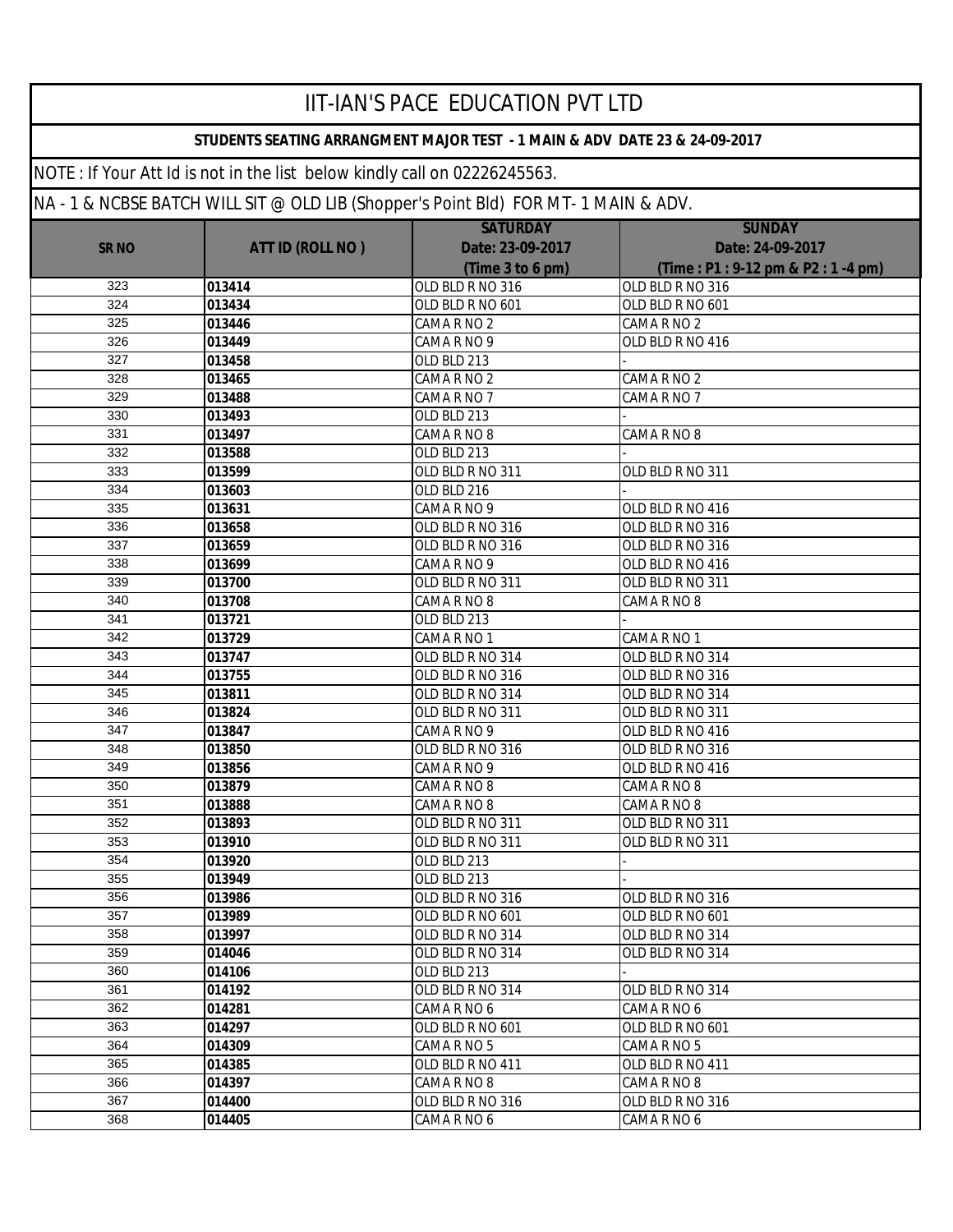# IIT-IAN'S PACE EDUCATION PVT LTD

**STUDENTS SEATING ARRANGMENT MAJOR TEST - 1 MAIN & ADV DATE 23 & 24-09-2017**

NOTE : If Your Att Id is not in the list below kindly call on 02226245563.

NA - 1 & NCBSE BATCH WILL SIT @ OLD LIB (Shopper's Point Bld) FOR MT- 1 MAIN & ADV.

| SR NO | ATT ID (ROLL NO ) | SATURDAY Date: 23-09-2017 (Time 3 to 6 pm) | SUNDAY Date: 24-09-2017 (Time : P1 : 9-12 pm & P2 : 1 -4 pm) |
|---|---|---|---|
| 323 | **013414** | OLD BLD R NO 316 | OLD BLD R NO 316 |
| 324 | **013434** | OLD BLD R NO 601 | OLD BLD R NO 601 |
| 325 | **013446** | CAMA R NO 2 | CAMA R NO 2 |
| 326 | **013449** | CAMA R NO 9 | OLD BLD R NO 416 |
| 327 | **013458** | OLD BLD 213 | - |
| 328 | **013465** | CAMA R NO 2 | CAMA R NO 2 |
| 329 | **013488** | CAMA R NO 7 | CAMA R NO 7 |
| 330 | **013493** | OLD BLD 213 | - |
| 331 | **013497** | CAMA R NO 8 | CAMA R NO 8 |
| 332 | **013588** | OLD BLD 213 | - |
| 333 | **013599** | OLD BLD R NO 311 | OLD BLD R NO 311 |
| 334 | **013603** | OLD BLD 216 | - |
| 335 | **013631** | CAMA R NO 9 | OLD BLD R NO 416 |
| 336 | **013658** | OLD BLD R NO 316 | OLD BLD R NO 316 |
| 337 | **013659** | OLD BLD R NO 316 | OLD BLD R NO 316 |
| 338 | **013699** | CAMA R NO 9 | OLD BLD R NO 416 |
| 339 | **013700** | OLD BLD R NO 311 | OLD BLD R NO 311 |
| 340 | **013708** | CAMA R NO 8 | CAMA R NO 8 |
| 341 | **013721** | OLD BLD 213 | - |
| 342 | **013729** | CAMA R NO 1 | CAMA R NO 1 |
| 343 | **013747** | OLD BLD R NO 314 | OLD BLD R NO 314 |
| 344 | **013755** | OLD BLD R NO 316 | OLD BLD R NO 316 |
| 345 | **013811** | OLD BLD R NO 314 | OLD BLD R NO 314 |
| 346 | **013824** | OLD BLD R NO 311 | OLD BLD R NO 311 |
| 347 | **013847** | CAMA R NO 9 | OLD BLD R NO 416 |
| 348 | **013850** | OLD BLD R NO 316 | OLD BLD R NO 316 |
| 349 | **013856** | CAMA R NO 9 | OLD BLD R NO 416 |
| 350 | **013879** | CAMA R NO 8 | CAMA R NO 8 |
| 351 | **013888** | CAMA R NO 8 | CAMA R NO 8 |
| 352 | **013893** | OLD BLD R NO 311 | OLD BLD R NO 311 |
| 353 | **013910** | OLD BLD R NO 311 | OLD BLD R NO 311 |
| 354 | **013920** | OLD BLD 213 | - |
| 355 | **013949** | OLD BLD 213 | - |
| 356 | **013986** | OLD BLD R NO 316 | OLD BLD R NO 316 |
| 357 | **013989** | OLD BLD R NO 601 | OLD BLD R NO 601 |
| 358 | **013997** | OLD BLD R NO 314 | OLD BLD R NO 314 |
| 359 | **014046** | OLD BLD R NO 314 | OLD BLD R NO 314 |
| 360 | **014106** | OLD BLD 213 | - |
| 361 | **014192** | OLD BLD R NO 314 | OLD BLD R NO 314 |
| 362 | **014281** | CAMA R NO 6 | CAMA R NO 6 |
| 363 | **014297** | OLD BLD R NO 601 | OLD BLD R NO 601 |
| 364 | **014309** | CAMA R NO 5 | CAMA R NO 5 |
| 365 | **014385** | OLD BLD R NO 411 | OLD BLD R NO 411 |
| 366 | **014397** | CAMA R NO 8 | CAMA R NO 8 |
| 367 | **014400** | OLD BLD R NO 316 | OLD BLD R NO 316 |
| 368 | **014405** | CAMA R NO 6 | CAMA R NO 6 |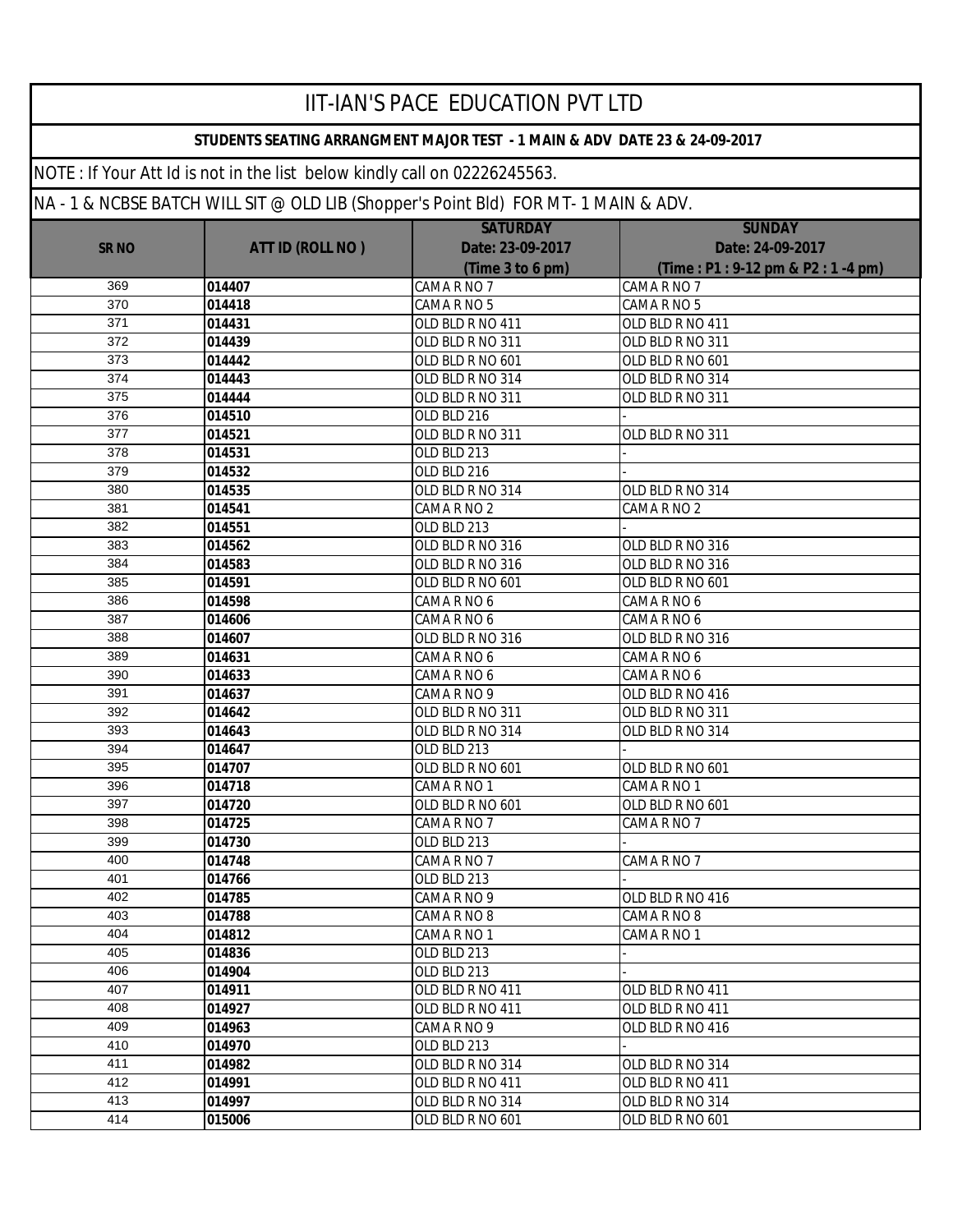# IIT-IAN'S PACE EDUCATION PVT LTD

**STUDENTS SEATING ARRANGMENT MAJOR TEST - 1 MAIN & ADV DATE 23 & 24-09-2017**

NOTE : If Your Att Id is not in the list below kindly call on 02226245563.

NA - 1 & NCBSE BATCH WILL SIT @ OLD LIB (Shopper's Point Bld) FOR MT- 1 MAIN & ADV.

| SR NO | ATT ID (ROLL NO ) | SATURDAY Date: 23-09-2017 (Time 3 to 6 pm) | SUNDAY Date: 24-09-2017 (Time : P1 : 9-12 pm & P2 : 1 -4 pm) |
|---|---|---|---|
| 369 | **014407** | CAMA R NO 7 | CAMA R NO 7 |
| 370 | **014418** | CAMA R NO 5 | CAMA R NO 5 |
| 371 | **014431** | OLD BLD R NO 411 | OLD BLD R NO 411 |
| 372 | **014439** | OLD BLD R NO 311 | OLD BLD R NO 311 |
| 373 | **014442** | OLD BLD R NO 601 | OLD BLD R NO 601 |
| 374 | **014443** | OLD BLD R NO 314 | OLD BLD R NO 314 |
| 375 | **014444** | OLD BLD R NO 311 | OLD BLD R NO 311 |
| 376 | **014510** | OLD BLD 216 | - |
| 377 | **014521** | OLD BLD R NO 311 | OLD BLD R NO 311 |
| 378 | **014531** | OLD BLD 213 | - |
| 379 | **014532** | OLD BLD 216 | - |
| 380 | **014535** | OLD BLD R NO 314 | OLD BLD R NO 314 |
| 381 | **014541** | CAMA R NO 2 | CAMA R NO 2 |
| 382 | **014551** | OLD BLD 213 | - |
| 383 | **014562** | OLD BLD R NO 316 | OLD BLD R NO 316 |
| 384 | **014583** | OLD BLD R NO 316 | OLD BLD R NO 316 |
| 385 | **014591** | OLD BLD R NO 601 | OLD BLD R NO 601 |
| 386 | **014598** | CAMA R NO 6 | CAMA R NO 6 |
| 387 | **014606** | CAMA R NO 6 | CAMA R NO 6 |
| 388 | **014607** | OLD BLD R NO 316 | OLD BLD R NO 316 |
| 389 | **014631** | CAMA R NO 6 | CAMA R NO 6 |
| 390 | **014633** | CAMA R NO 6 | CAMA R NO 6 |
| 391 | **014637** | CAMA R NO 9 | OLD BLD R NO 416 |
| 392 | **014642** | OLD BLD R NO 311 | OLD BLD R NO 311 |
| 393 | **014643** | OLD BLD R NO 314 | OLD BLD R NO 314 |
| 394 | **014647** | OLD BLD 213 | - |
| 395 | **014707** | OLD BLD R NO 601 | OLD BLD R NO 601 |
| 396 | **014718** | CAMA R NO 1 | CAMA R NO 1 |
| 397 | **014720** | OLD BLD R NO 601 | OLD BLD R NO 601 |
| 398 | **014725** | CAMA R NO 7 | CAMA R NO 7 |
| 399 | **014730** | OLD BLD 213 | - |
| 400 | **014748** | CAMA R NO 7 | CAMA R NO 7 |
| 401 | **014766** | OLD BLD 213 | - |
| 402 | **014785** | CAMA R NO 9 | OLD BLD R NO 416 |
| 403 | **014788** | CAMA R NO 8 | CAMA R NO 8 |
| 404 | **014812** | CAMA R NO 1 | CAMA R NO 1 |
| 405 | **014836** | OLD BLD 213 | - |
| 406 | **014904** | OLD BLD 213 | - |
| 407 | **014911** | OLD BLD R NO 411 | OLD BLD R NO 411 |
| 408 | **014927** | OLD BLD R NO 411 | OLD BLD R NO 411 |
| 409 | **014963** | CAMA R NO 9 | OLD BLD R NO 416 |
| 410 | **014970** | OLD BLD 213 | - |
| 411 | **014982** | OLD BLD R NO 314 | OLD BLD R NO 314 |
| 412 | **014991** | OLD BLD R NO 411 | OLD BLD R NO 411 |
| 413 | **014997** | OLD BLD R NO 314 | OLD BLD R NO 314 |
| 414 | **015006** | OLD BLD R NO 601 | OLD BLD R NO 601 |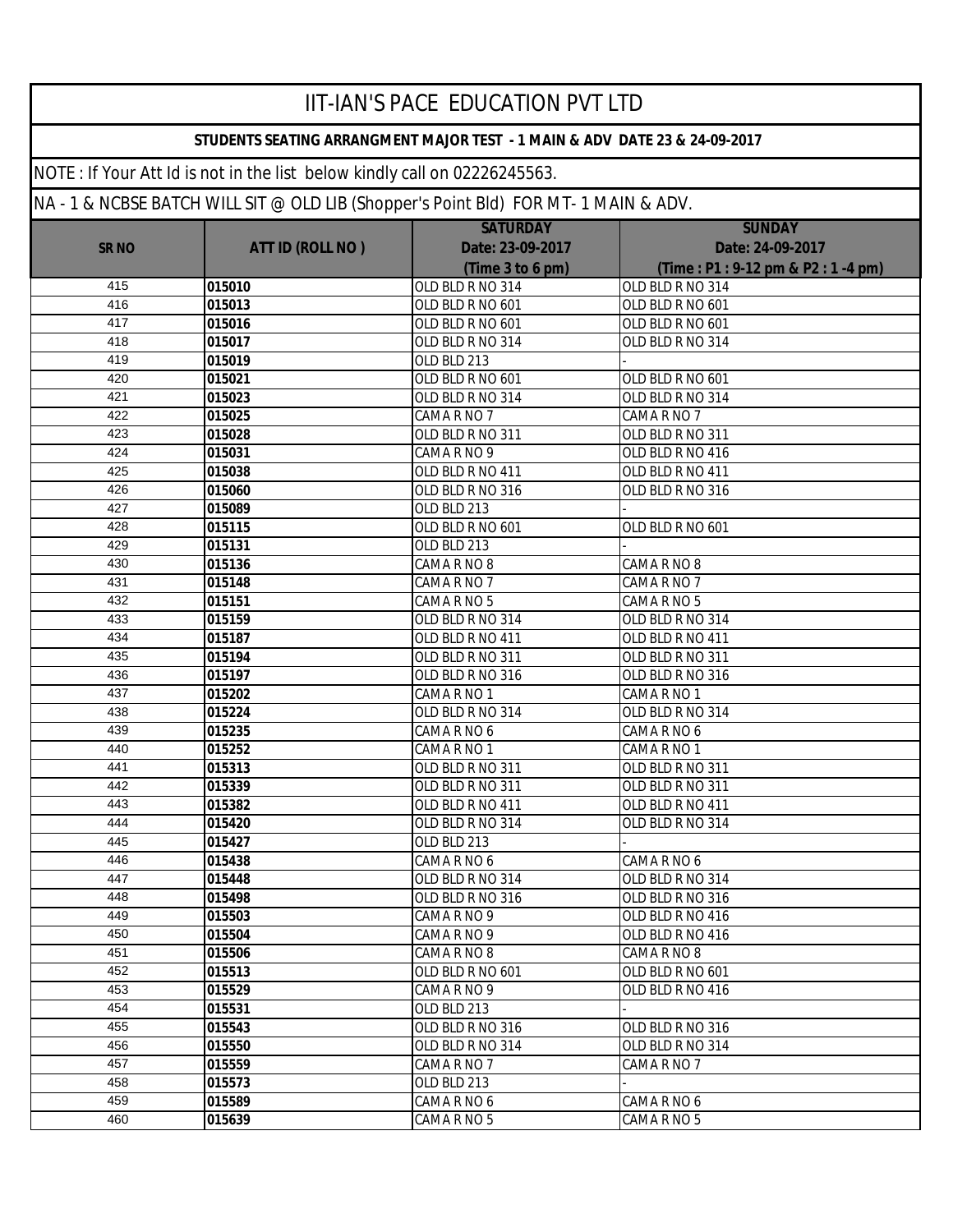# IIT-IAN'S PACE EDUCATION PVT LTD

**STUDENTS SEATING ARRANGMENT MAJOR TEST - 1 MAIN & ADV DATE 23 & 24-09-2017**

NOTE : If Your Att Id is not in the list below kindly call on 02226245563.

NA - 1 & NCBSE BATCH WILL SIT @ OLD LIB (Shopper's Point Bld) FOR MT- 1 MAIN & ADV.

| SR NO | ATT ID (ROLL NO ) | SATURDAY Date: 23-09-2017 (Time 3 to 6 pm) | SUNDAY Date: 24-09-2017 (Time : P1 : 9-12 pm & P2 : 1 -4 pm) |
|---|---|---|---|
| 415 | 015010 | OLD BLD R NO 314 | OLD BLD R NO 314 |
| 416 | 015013 | OLD BLD R NO 601 | OLD BLD R NO 601 |
| 417 | 015016 | OLD BLD R NO 601 | OLD BLD R NO 601 |
| 418 | 015017 | OLD BLD R NO 314 | OLD BLD R NO 314 |
| 419 | 015019 | OLD BLD 213 | - |
| 420 | 015021 | OLD BLD R NO 601 | OLD BLD R NO 601 |
| 421 | 015023 | OLD BLD R NO 314 | OLD BLD R NO 314 |
| 422 | 015025 | CAMA R NO 7 | CAMA R NO 7 |
| 423 | 015028 | OLD BLD R NO 311 | OLD BLD R NO 311 |
| 424 | 015031 | CAMA R NO 9 | OLD BLD R NO 416 |
| 425 | 015038 | OLD BLD R NO 411 | OLD BLD R NO 411 |
| 426 | 015060 | OLD BLD R NO 316 | OLD BLD R NO 316 |
| 427 | 015089 | OLD BLD 213 | - |
| 428 | 015115 | OLD BLD R NO 601 | OLD BLD R NO 601 |
| 429 | 015131 | OLD BLD 213 | - |
| 430 | 015136 | CAMA R NO 8 | CAMA R NO 8 |
| 431 | 015148 | CAMA R NO 7 | CAMA R NO 7 |
| 432 | 015151 | CAMA R NO 5 | CAMA R NO 5 |
| 433 | 015159 | OLD BLD R NO 314 | OLD BLD R NO 314 |
| 434 | 015187 | OLD BLD R NO 411 | OLD BLD R NO 411 |
| 435 | 015194 | OLD BLD R NO 311 | OLD BLD R NO 311 |
| 436 | 015197 | OLD BLD R NO 316 | OLD BLD R NO 316 |
| 437 | 015202 | CAMA R NO 1 | CAMA R NO 1 |
| 438 | 015224 | OLD BLD R NO 314 | OLD BLD R NO 314 |
| 439 | 015235 | CAMA R NO 6 | CAMA R NO 6 |
| 440 | 015252 | CAMA R NO 1 | CAMA R NO 1 |
| 441 | 015313 | OLD BLD R NO 311 | OLD BLD R NO 311 |
| 442 | 015339 | OLD BLD R NO 311 | OLD BLD R NO 311 |
| 443 | 015382 | OLD BLD R NO 411 | OLD BLD R NO 411 |
| 444 | 015420 | OLD BLD R NO 314 | OLD BLD R NO 314 |
| 445 | 015427 | OLD BLD 213 | - |
| 446 | 015438 | CAMA R NO 6 | CAMA R NO 6 |
| 447 | 015448 | OLD BLD R NO 314 | OLD BLD R NO 314 |
| 448 | 015498 | OLD BLD R NO 316 | OLD BLD R NO 316 |
| 449 | 015503 | CAMA R NO 9 | OLD BLD R NO 416 |
| 450 | 015504 | CAMA R NO 9 | OLD BLD R NO 416 |
| 451 | 015506 | CAMA R NO 8 | CAMA R NO 8 |
| 452 | 015513 | OLD BLD R NO 601 | OLD BLD R NO 601 |
| 453 | 015529 | CAMA R NO 9 | OLD BLD R NO 416 |
| 454 | 015531 | OLD BLD 213 | - |
| 455 | 015543 | OLD BLD R NO 316 | OLD BLD R NO 316 |
| 456 | 015550 | OLD BLD R NO 314 | OLD BLD R NO 314 |
| 457 | 015559 | CAMA R NO 7 | CAMA R NO 7 |
| 458 | 015573 | OLD BLD 213 | - |
| 459 | 015589 | CAMA R NO 6 | CAMA R NO 6 |
| 460 | 015639 | CAMA R NO 5 | CAMA R NO 5 |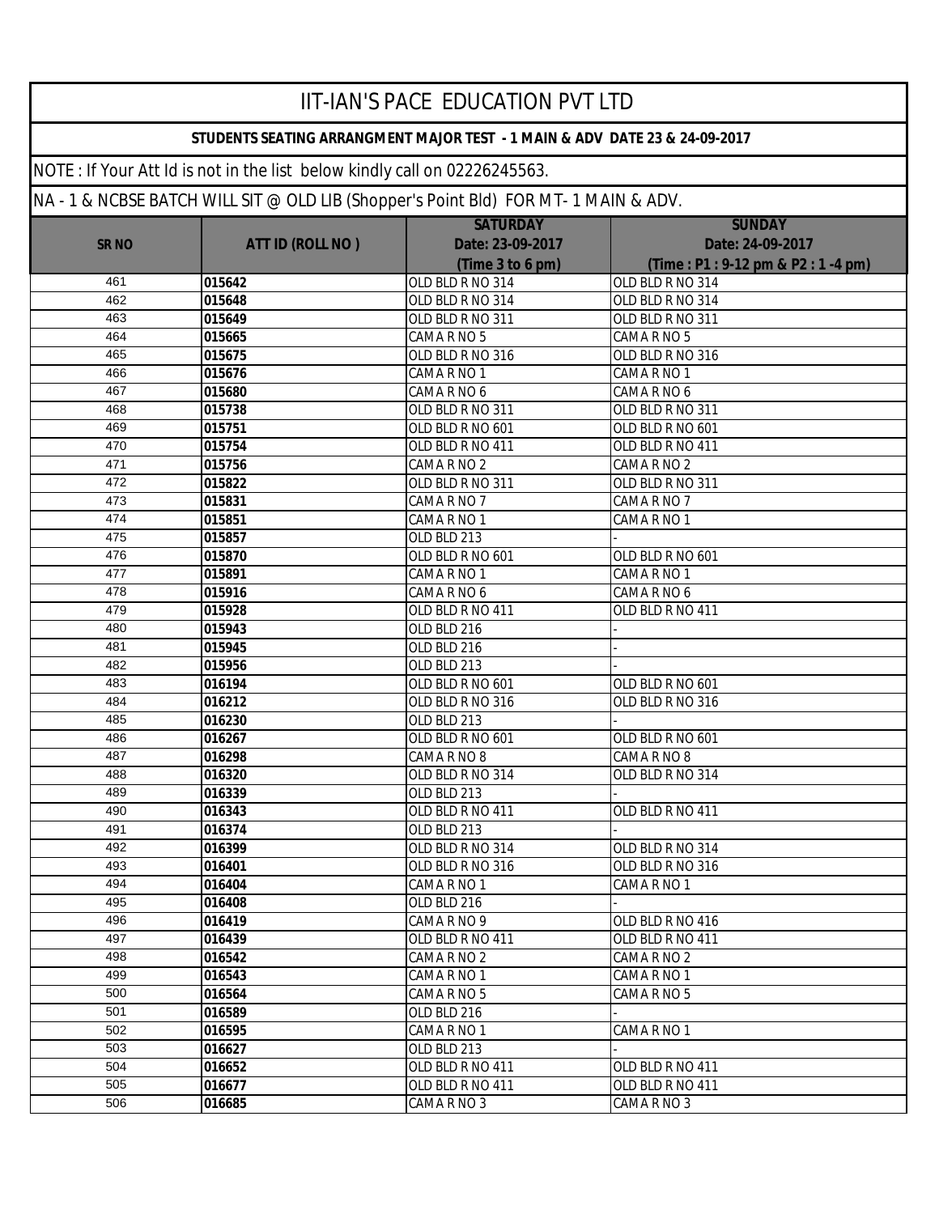# IIT-IAN'S PACE EDUCATION PVT LTD

**STUDENTS SEATING ARRANGMENT MAJOR TEST - 1 MAIN & ADV DATE 23 & 24-09-2017**

NOTE : If Your Att Id is not in the list below kindly call on 02226245563.

NA - 1 & NCBSE BATCH WILL SIT @ OLD LIB (Shopper's Point Bld) FOR MT- 1 MAIN & ADV.

| SR NO | ATT ID (ROLL NO ) | SATURDAY Date: 23-09-2017 (Time 3 to 6 pm) | SUNDAY Date: 24-09-2017 (Time : P1 : 9-12 pm & P2 : 1 -4 pm) |
|---|---|---|---|
| 461 | 015642 | OLD BLD R NO 314 | OLD BLD R NO 314 |
| 462 | 015648 | OLD BLD R NO 314 | OLD BLD R NO 314 |
| 463 | 015649 | OLD BLD R NO 311 | OLD BLD R NO 311 |
| 464 | 015665 | CAMA R NO 5 | CAMA R NO 5 |
| 465 | 015675 | OLD BLD R NO 316 | OLD BLD R NO 316 |
| 466 | 015676 | CAMA R NO 1 | CAMA R NO 1 |
| 467 | 015680 | CAMA R NO 6 | CAMA R NO 6 |
| 468 | 015738 | OLD BLD R NO 311 | OLD BLD R NO 311 |
| 469 | 015751 | OLD BLD R NO 601 | OLD BLD R NO 601 |
| 470 | 015754 | OLD BLD R NO 411 | OLD BLD R NO 411 |
| 471 | 015756 | CAMA R NO 2 | CAMA R NO 2 |
| 472 | 015822 | OLD BLD R NO 311 | OLD BLD R NO 311 |
| 473 | 015831 | CAMA R NO 7 | CAMA R NO 7 |
| 474 | 015851 | CAMA R NO 1 | CAMA R NO 1 |
| 475 | 015857 | OLD BLD 213 | - |
| 476 | 015870 | OLD BLD R NO 601 | OLD BLD R NO 601 |
| 477 | 015891 | CAMA R NO 1 | CAMA R NO 1 |
| 478 | 015916 | CAMA R NO 6 | CAMA R NO 6 |
| 479 | 015928 | OLD BLD R NO 411 | OLD BLD R NO 411 |
| 480 | 015943 | OLD BLD 216 | - |
| 481 | 015945 | OLD BLD 216 | - |
| 482 | 015956 | OLD BLD 213 | - |
| 483 | 016194 | OLD BLD R NO 601 | OLD BLD R NO 601 |
| 484 | 016212 | OLD BLD R NO 316 | OLD BLD R NO 316 |
| 485 | 016230 | OLD BLD 213 | - |
| 486 | 016267 | OLD BLD R NO 601 | OLD BLD R NO 601 |
| 487 | 016298 | CAMA R NO 8 | CAMA R NO 8 |
| 488 | 016320 | OLD BLD R NO 314 | OLD BLD R NO 314 |
| 489 | 016339 | OLD BLD 213 | - |
| 490 | 016343 | OLD BLD R NO 411 | OLD BLD R NO 411 |
| 491 | 016374 | OLD BLD 213 | - |
| 492 | 016399 | OLD BLD R NO 314 | OLD BLD R NO 314 |
| 493 | 016401 | OLD BLD R NO 316 | OLD BLD R NO 316 |
| 494 | 016404 | CAMA R NO 1 | CAMA R NO 1 |
| 495 | 016408 | OLD BLD 216 | - |
| 496 | 016419 | CAMA R NO 9 | OLD BLD R NO 416 |
| 497 | 016439 | OLD BLD R NO 411 | OLD BLD R NO 411 |
| 498 | 016542 | CAMA R NO 2 | CAMA R NO 2 |
| 499 | 016543 | CAMA R NO 1 | CAMA R NO 1 |
| 500 | 016564 | CAMA R NO 5 | CAMA R NO 5 |
| 501 | 016589 | OLD BLD 216 | - |
| 502 | 016595 | CAMA R NO 1 | CAMA R NO 1 |
| 503 | 016627 | OLD BLD 213 | - |
| 504 | 016652 | OLD BLD R NO 411 | OLD BLD R NO 411 |
| 505 | 016677 | OLD BLD R NO 411 | OLD BLD R NO 411 |
| 506 | 016685 | CAMA R NO 3 | CAMA R NO 3 |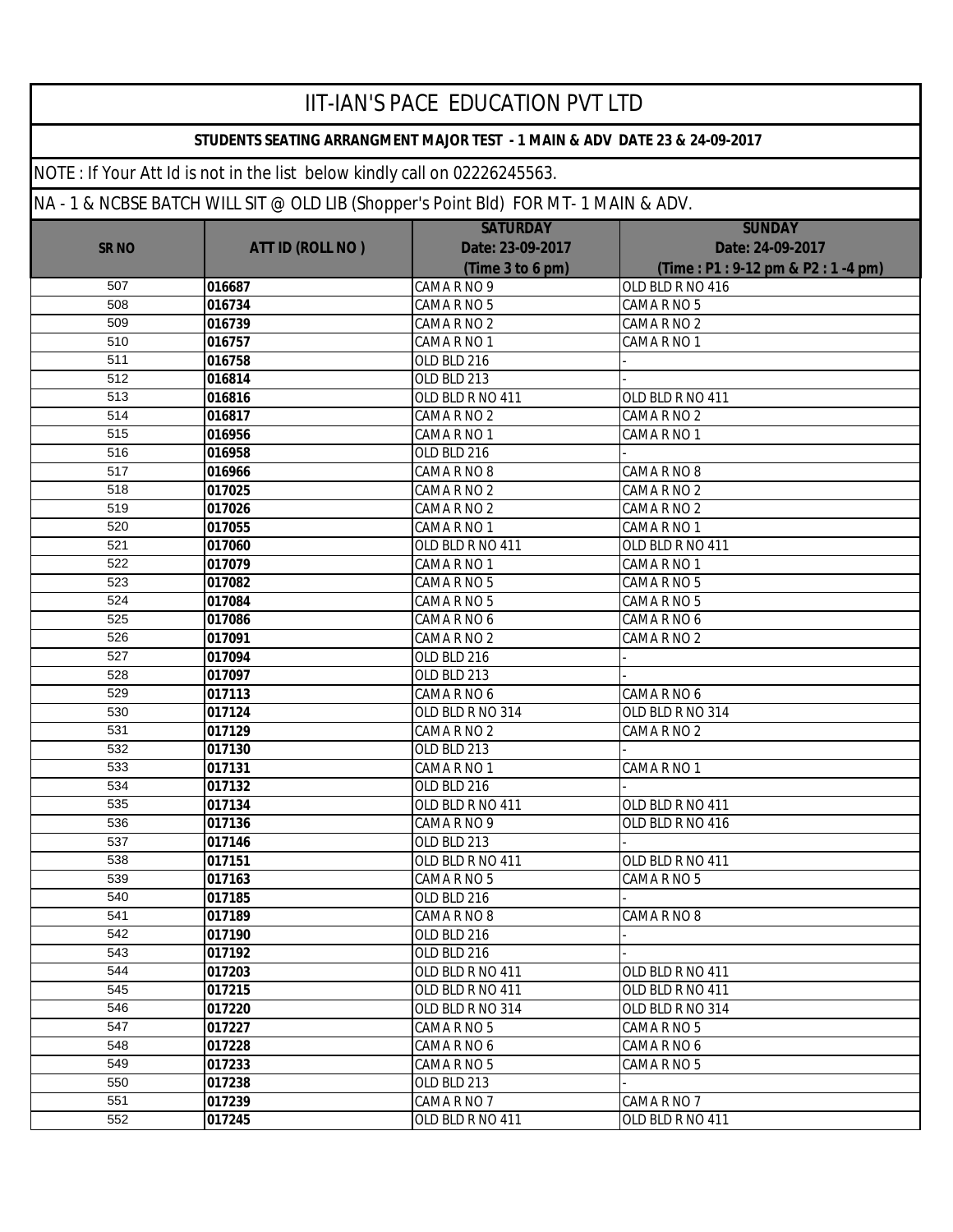# IIT-IAN'S PACE EDUCATION PVT LTD

**STUDENTS SEATING ARRANGMENT MAJOR TEST - 1 MAIN & ADV DATE 23 & 24-09-2017**

NOTE : If Your Att Id is not in the list below kindly call on 02226245563.

NA - 1 & NCBSE BATCH WILL SIT @ OLD LIB (Shopper's Point Bld) FOR MT- 1 MAIN & ADV.

| SR NO | ATT ID (ROLL NO ) | SATURDAY Date: 23-09-2017 (Time 3 to 6 pm) | SUNDAY Date: 24-09-2017 (Time : P1 : 9-12 pm & P2 : 1 -4 pm) |
|---|---|---|---|
| 507 | **016687** | CAMA R NO 9 | OLD BLD R NO 416 |
| 508 | **016734** | CAMA R NO 5 | CAMA R NO 5 |
| 509 | **016739** | CAMA R NO 2 | CAMA R NO 2 |
| 510 | **016757** | CAMA R NO 1 | CAMA R NO 1 |
| 511 | **016758** | OLD BLD 216 | - |
| 512 | **016814** | OLD BLD 213 | - |
| 513 | **016816** | OLD BLD R NO 411 | OLD BLD R NO 411 |
| 514 | **016817** | CAMA R NO 2 | CAMA R NO 2 |
| 515 | **016956** | CAMA R NO 1 | CAMA R NO 1 |
| 516 | **016958** | OLD BLD 216 | - |
| 517 | **016966** | CAMA R NO 8 | CAMA R NO 8 |
| 518 | **017025** | CAMA R NO 2 | CAMA R NO 2 |
| 519 | **017026** | CAMA R NO 2 | CAMA R NO 2 |
| 520 | **017055** | CAMA R NO 1 | CAMA R NO 1 |
| 521 | **017060** | OLD BLD R NO 411 | OLD BLD R NO 411 |
| 522 | **017079** | CAMA R NO 1 | CAMA R NO 1 |
| 523 | **017082** | CAMA R NO 5 | CAMA R NO 5 |
| 524 | **017084** | CAMA R NO 5 | CAMA R NO 5 |
| 525 | **017086** | CAMA R NO 6 | CAMA R NO 6 |
| 526 | **017091** | CAMA R NO 2 | CAMA R NO 2 |
| 527 | **017094** | OLD BLD 216 | - |
| 528 | **017097** | OLD BLD 213 | - |
| 529 | **017113** | CAMA R NO 6 | CAMA R NO 6 |
| 530 | **017124** | OLD BLD R NO 314 | OLD BLD R NO 314 |
| 531 | **017129** | CAMA R NO 2 | CAMA R NO 2 |
| 532 | **017130** | OLD BLD 213 | - |
| 533 | **017131** | CAMA R NO 1 | CAMA R NO 1 |
| 534 | **017132** | OLD BLD 216 | - |
| 535 | **017134** | OLD BLD R NO 411 | OLD BLD R NO 411 |
| 536 | **017136** | CAMA R NO 9 | OLD BLD R NO 416 |
| 537 | **017146** | OLD BLD 213 | - |
| 538 | **017151** | OLD BLD R NO 411 | OLD BLD R NO 411 |
| 539 | **017163** | CAMA R NO 5 | CAMA R NO 5 |
| 540 | **017185** | OLD BLD 216 | - |
| 541 | **017189** | CAMA R NO 8 | CAMA R NO 8 |
| 542 | **017190** | OLD BLD 216 | - |
| 543 | **017192** | OLD BLD 216 | - |
| 544 | **017203** | OLD BLD R NO 411 | OLD BLD R NO 411 |
| 545 | **017215** | OLD BLD R NO 411 | OLD BLD R NO 411 |
| 546 | **017220** | OLD BLD R NO 314 | OLD BLD R NO 314 |
| 547 | **017227** | CAMA R NO 5 | CAMA R NO 5 |
| 548 | **017228** | CAMA R NO 6 | CAMA R NO 6 |
| 549 | **017233** | CAMA R NO 5 | CAMA R NO 5 |
| 550 | **017238** | OLD BLD 213 | - |
| 551 | **017239** | CAMA R NO 7 | CAMA R NO 7 |
| 552 | **017245** | OLD BLD R NO 411 | OLD BLD R NO 411 |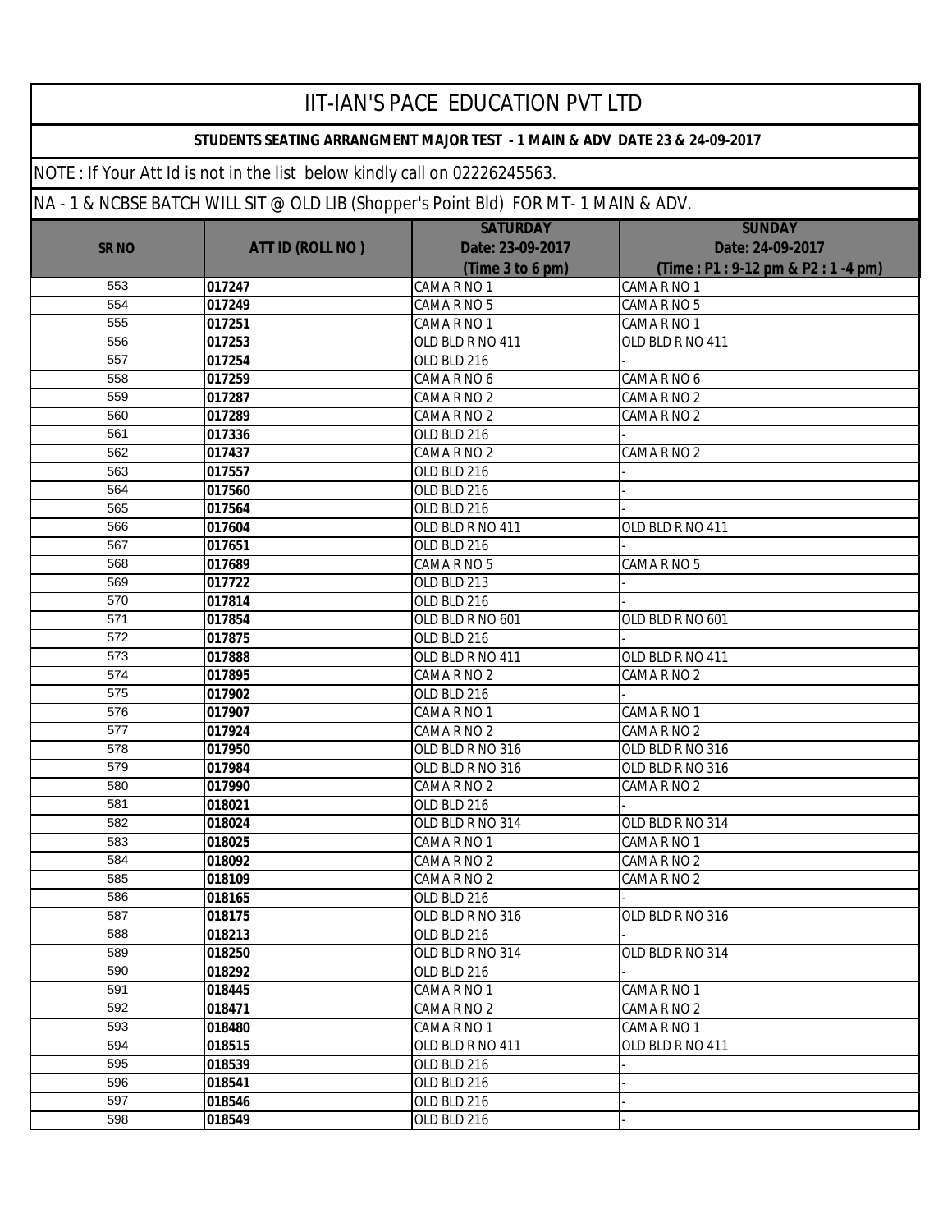# IIT-IAN'S PACE EDUCATION PVT LTD

**STUDENTS SEATING ARRANGMENT MAJOR TEST - 1 MAIN & ADV DATE 23 & 24-09-2017**

NOTE : If Your Att Id is not in the list below kindly call on 02226245563.

NA - 1 & NCBSE BATCH WILL SIT @ OLD LIB (Shopper's Point Bld) FOR MT- 1 MAIN & ADV.

| SR NO | ATT ID (ROLL NO ) | SATURDAY Date: 23-09-2017 (Time 3 to 6 pm) | SUNDAY Date: 24-09-2017 (Time : P1 : 9-12 pm & P2 : 1 -4 pm) |
|---|---|---|---|
| 553 | **017247** | CAMA R NO 1 | CAMA R NO 1 |
| 554 | **017249** | CAMA R NO 5 | CAMA R NO 5 |
| 555 | **017251** | CAMA R NO 1 | CAMA R NO 1 |
| 556 | **017253** | OLD BLD R NO 411 | OLD BLD R NO 411 |
| 557 | **017254** | OLD BLD 216 | - |
| 558 | **017259** | CAMA R NO 6 | CAMA R NO 6 |
| 559 | **017287** | CAMA R NO 2 | CAMA R NO 2 |
| 560 | **017289** | CAMA R NO 2 | CAMA R NO 2 |
| 561 | **017336** | OLD BLD 216 | - |
| 562 | **017437** | CAMA R NO 2 | CAMA R NO 2 |
| 563 | **017557** | OLD BLD 216 | - |
| 564 | **017560** | OLD BLD 216 | - |
| 565 | **017564** | OLD BLD 216 | - |
| 566 | **017604** | OLD BLD R NO 411 | OLD BLD R NO 411 |
| 567 | **017651** | OLD BLD 216 | - |
| 568 | **017689** | CAMA R NO 5 | CAMA R NO 5 |
| 569 | **017722** | OLD BLD 213 | - |
| 570 | **017814** | OLD BLD 216 | - |
| 571 | **017854** | OLD BLD R NO 601 | OLD BLD R NO 601 |
| 572 | **017875** | OLD BLD 216 | - |
| 573 | **017888** | OLD BLD R NO 411 | OLD BLD R NO 411 |
| 574 | **017895** | CAMA R NO 2 | CAMA R NO 2 |
| 575 | **017902** | OLD BLD 216 | - |
| 576 | **017907** | CAMA R NO 1 | CAMA R NO 1 |
| 577 | **017924** | CAMA R NO 2 | CAMA R NO 2 |
| 578 | **017950** | OLD BLD R NO 316 | OLD BLD R NO 316 |
| 579 | **017984** | OLD BLD R NO 316 | OLD BLD R NO 316 |
| 580 | **017990** | CAMA R NO 2 | CAMA R NO 2 |
| 581 | **018021** | OLD BLD 216 | - |
| 582 | **018024** | OLD BLD R NO 314 | OLD BLD R NO 314 |
| 583 | **018025** | CAMA R NO 1 | CAMA R NO 1 |
| 584 | **018092** | CAMA R NO 2 | CAMA R NO 2 |
| 585 | **018109** | CAMA R NO 2 | CAMA R NO 2 |
| 586 | **018165** | OLD BLD 216 | - |
| 587 | **018175** | OLD BLD R NO 316 | OLD BLD R NO 316 |
| 588 | **018213** | OLD BLD 216 | - |
| 589 | **018250** | OLD BLD R NO 314 | OLD BLD R NO 314 |
| 590 | **018292** | OLD BLD 216 | - |
| 591 | **018445** | CAMA R NO 1 | CAMA R NO 1 |
| 592 | **018471** | CAMA R NO 2 | CAMA R NO 2 |
| 593 | **018480** | CAMA R NO 1 | CAMA R NO 1 |
| 594 | **018515** | OLD BLD R NO 411 | OLD BLD R NO 411 |
| 595 | **018539** | OLD BLD 216 | - |
| 596 | **018541** | OLD BLD 216 | - |
| 597 | **018546** | OLD BLD 216 | - |
| 598 | **018549** | OLD BLD 216 | - |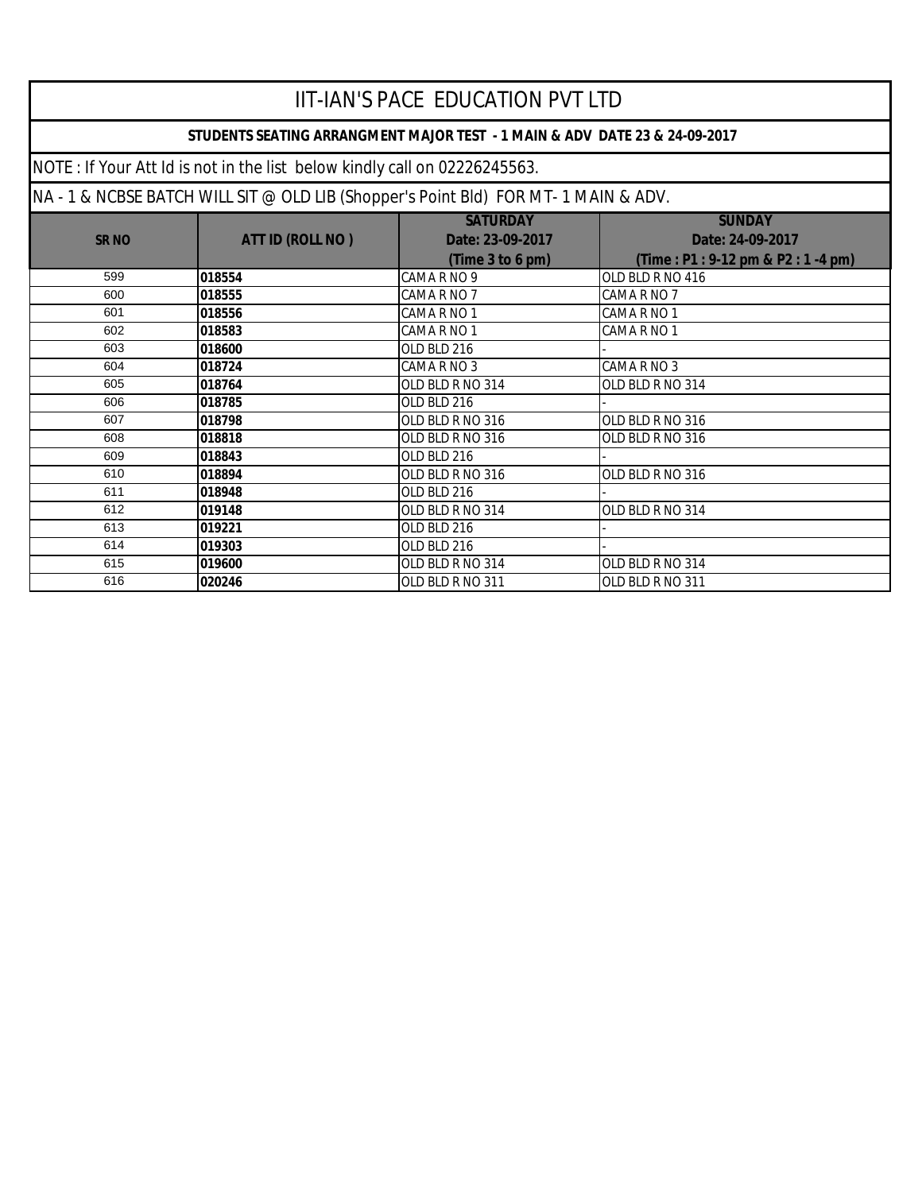# IIT-IAN'S PACE EDUCATION PVT LTD

**STUDENTS SEATING ARRANGMENT MAJOR TEST - 1 MAIN & ADV DATE 23 & 24-09-2017**

NOTE : If Your Att Id is not in the list below kindly call on 02226245563.

NA - 1 & NCBSE BATCH WILL SIT @ OLD LIB (Shopper's Point Bld) FOR MT- 1 MAIN & ADV.

| SR NO | ATT ID (ROLL NO ) | SATURDAY Date: 23-09-2017 (Time 3 to 6 pm) | SUNDAY Date: 24-09-2017 (Time : P1 : 9-12 pm & P2 : 1 -4 pm) |
|---|---|---|---|
| 599 | **018554** | CAMA R NO 9 | OLD BLD R NO 416 |
| 600 | **018555** | CAMA R NO 7 | CAMA R NO 7 |
| 601 | **018556** | CAMA R NO 1 | CAMA R NO 1 |
| 602 | **018583** | CAMA R NO 1 | CAMA R NO 1 |
| 603 | **018600** | OLD BLD 216 | - |
| 604 | **018724** | CAMA R NO 3 | CAMA R NO 3 |
| 605 | **018764** | OLD BLD R NO 314 | OLD BLD R NO 314 |
| 606 | **018785** | OLD BLD 216 | - |
| 607 | **018798** | OLD BLD R NO 316 | OLD BLD R NO 316 |
| 608 | **018818** | OLD BLD R NO 316 | OLD BLD R NO 316 |
| 609 | **018843** | OLD BLD 216 | - |
| 610 | **018894** | OLD BLD R NO 316 | OLD BLD R NO 316 |
| 611 | **018948** | OLD BLD 216 | - |
| 612 | **019148** | OLD BLD R NO 314 | OLD BLD R NO 314 |
| 613 | **019221** | OLD BLD 216 | - |
| 614 | **019303** | OLD BLD 216 | - |
| 615 | **019600** | OLD BLD R NO 314 | OLD BLD R NO 314 |
| 616 | **020246** | OLD BLD R NO 311 | OLD BLD R NO 311 |